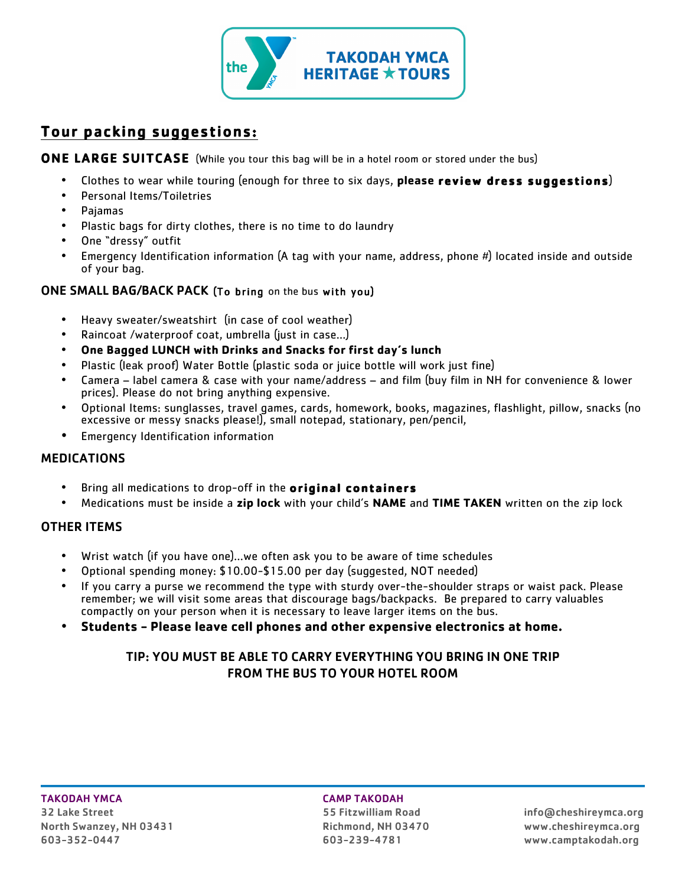**TAKODAH YMCA HERITAGE ★ TOURS**

## Tour packing suggestions:

**ONE LARGE SUITCASE** (While you tour this bag will be in a hotel room or stored under the bus)

- Clothes to wear while touring (enough for three to six days, **please review dress suggestions**)
- Personal Items/Toiletries
- Pajamas
- Plastic bags for dirty clothes, there is no time to do laundry
- One "dressy" outfit
- Emergency Identification information (A tag with your name, address, phone #) located inside and outside of your bag.

**ONE SMALL BAG/BACK PACK** (To bring on the bus with you)

- Heavy sweater/sweatshirt (in case of cool weather)
- Raincoat /waterproof coat, umbrella (just in case…)
- **One Bagged LUNCH with Drinks and Snacks for first day's lunch**
- Plastic (leak proof) Water Bottle (plastic soda or juice bottle will work just fine)
- Camera – label camera & case with your name/address – and film (buy film in NH for convenience & lower prices). Please do not bring anything expensive.
- Optional Items: sunglasses, travel games, cards, homework, books, magazines, flashlight, pillow, snacks (no excessive or messy snacks please!), small notepad, stationary, pen/pencil,
- Emergency Identification information

**MEDICATIONS**

- Bring all medications to drop-off in the **original containers**
- Medications must be inside a **zip lock** with your child's **NAME** and **TIME TAKEN** written on the zip lock

**OTHER ITEMS**

- Wrist watch (if you have one)…we often ask you to be aware of time schedules
- Optional spending money: $10.00-$15.00 per day (suggested, NOT needed)
- If you carry a purse we recommend the type with sturdy over-the-shoulder straps or waist pack. Please remember; we will visit some areas that discourage bags/backpacks. Be prepared to carry valuables compactly on your person when it is necessary to leave larger items on the bus.
- **Students - Please leave cell phones and other expensive electronics at home.**

**TIP: YOU MUST BE ABLE TO CARRY EVERYTHING YOU BRING IN ONE TRIP FROM THE BUS TO YOUR HOTEL ROOM**

**TAKODAH YMCA**
32 Lake Street
North Swanzey, NH 03431
603-352-0447

**CAMP TAKODAH**
55 Fitzwilliam Road
Richmond, NH 03470
603-239-4781

info@cheshireymca.org
www.cheshireymca.org
www.camptakodah.org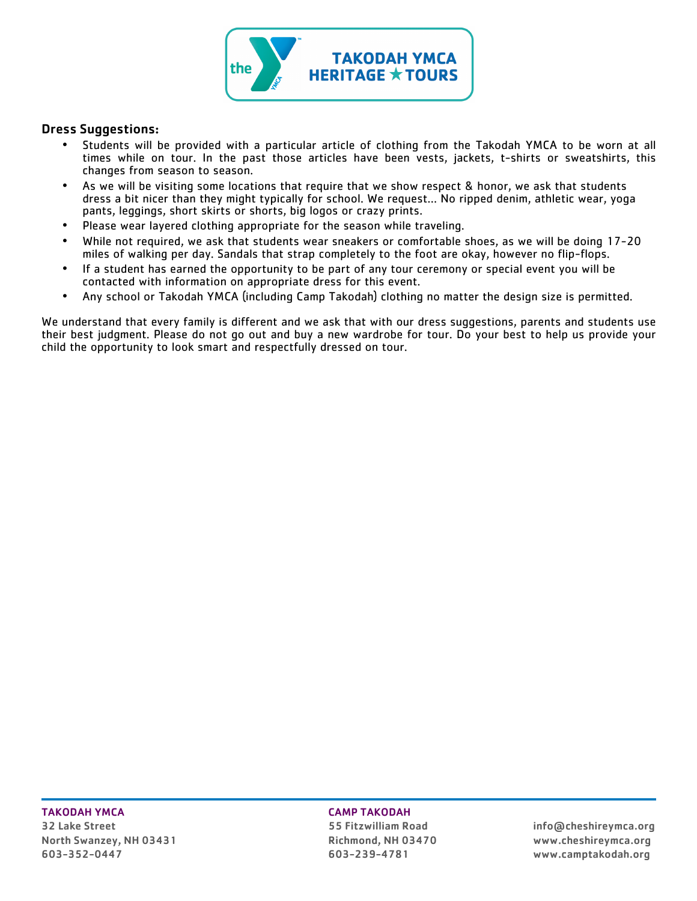## Dress Suggestions:

- Students will be provided with a particular article of clothing from the Takodah YMCA to be worn at all times while on tour. In the past those articles have been vests, jackets, t-shirts or sweatshirts, this changes from season to season.
- As we will be visiting some locations that require that we show respect & honor, we ask that students dress a bit nicer than they might typically for school. We request… No ripped denim, athletic wear, yoga pants, leggings, short skirts or shorts, big logos or crazy prints.
- Please wear layered clothing appropriate for the season while traveling.
- While not required, we ask that students wear sneakers or comfortable shoes, as we will be doing 17-20 miles of walking per day. Sandals that strap completely to the foot are okay, however no flip-flops.
- If a student has earned the opportunity to be part of any tour ceremony or special event you will be contacted with information on appropriate dress for this event.
- Any school or Takodah YMCA (including Camp Takodah) clothing no matter the design size is permitted.

We understand that every family is different and we ask that with our dress suggestions, parents and students use their best judgment. Please do not go out and buy a new wardrobe for tour. Do your best to help us provide your child the opportunity to look smart and respectfully dressed on tour.